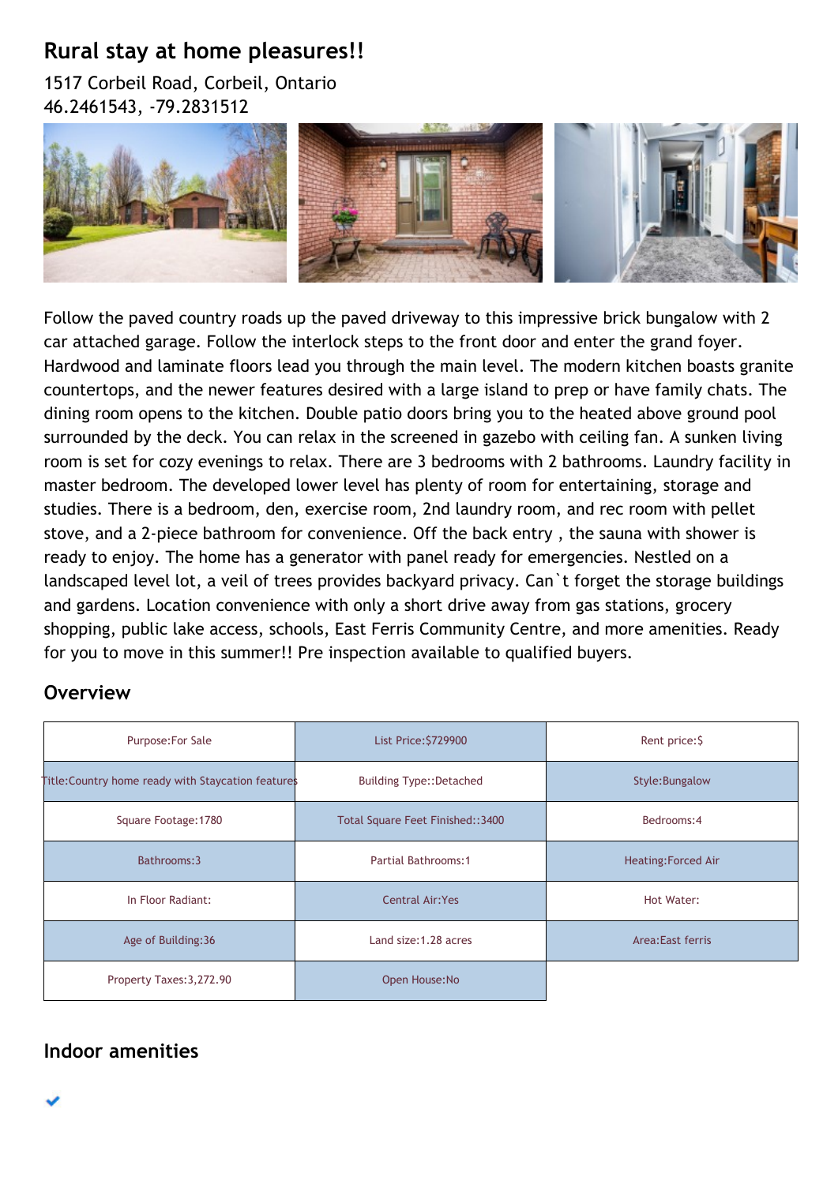# Rural stay at home pleasures!!

1517 Corbeil Road, Corbeil, Ontario
46.2461543, -79.2831512

Follow the paved country roads up the paved driveway to this impressive brick bungalow with 2 car attached garage. Follow the interlock steps to the front door and enter the grand foyer. Hardwood and laminate floors lead you through the main level. The modern kitchen boasts granite countertops, and the newer features desired with a large island to prep or have family chats. The dining room opens to the kitchen. Double patio doors bring you to the heated above ground pool surrounded by the deck. You can relax in the screened in gazebo with ceiling fan. A sunken living room is set for cozy evenings to relax. There are 3 bedrooms with 2 bathrooms. Laundry facility in master bedroom. The developed lower level has plenty of room for entertaining, storage and studies. There is a bedroom, den, exercise room, 2nd laundry room, and rec room with pellet stove, and a 2-piece bathroom for convenience. Off the back entry , the sauna with shower is ready to enjoy. The home has a generator with panel ready for emergencies. Nestled on a landscaped level lot, a veil of trees provides backyard privacy. Can`t forget the storage buildings and gardens. Location convenience with only a short drive away from gas stations, grocery shopping, public lake access, schools, East Ferris Community Centre, and more amenities. Ready for you to move in this summer!! Pre inspection available to qualified buyers.

## Overview

| | | |
|---|---|---|
| Purpose:For Sale | List Price:$729900 | Rent price:$ |
| Title:Country home ready with Staycation features | Building Type::Detached | Style:Bungalow |
| Square Footage:1780 | Total Square Feet Finished::3400 | Bedrooms:4 |
| Bathrooms:3 | Partial Bathrooms:1 | Heating:Forced Air |
| In Floor Radiant: | Central Air:Yes | Hot Water: |
| Age of Building:36 | Land size:1.28 acres | Area:East ferris |
| Property Taxes:3,272.90 | Open House:No | |

## Indoor amenities

✔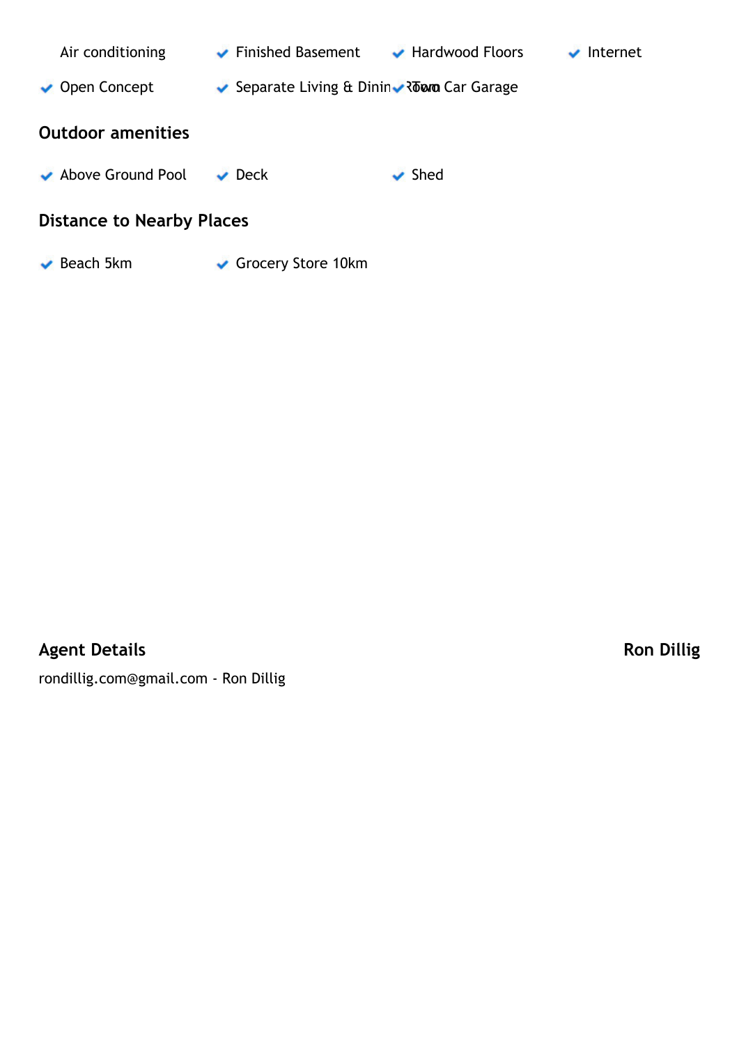- Air conditioning
- Finished Basement
- Hardwood Floors
- Internet
- Open Concept
- Separate Living & Dining Room
- Two Car Garage

## Outdoor amenities

- Above Ground Pool
- Deck
- Shed

## Distance to Nearby Places

- Beach 5km
- Grocery Store 10km

## Agent Details

**Ron Dillig**

rondillig.com@gmail.com - Ron Dillig